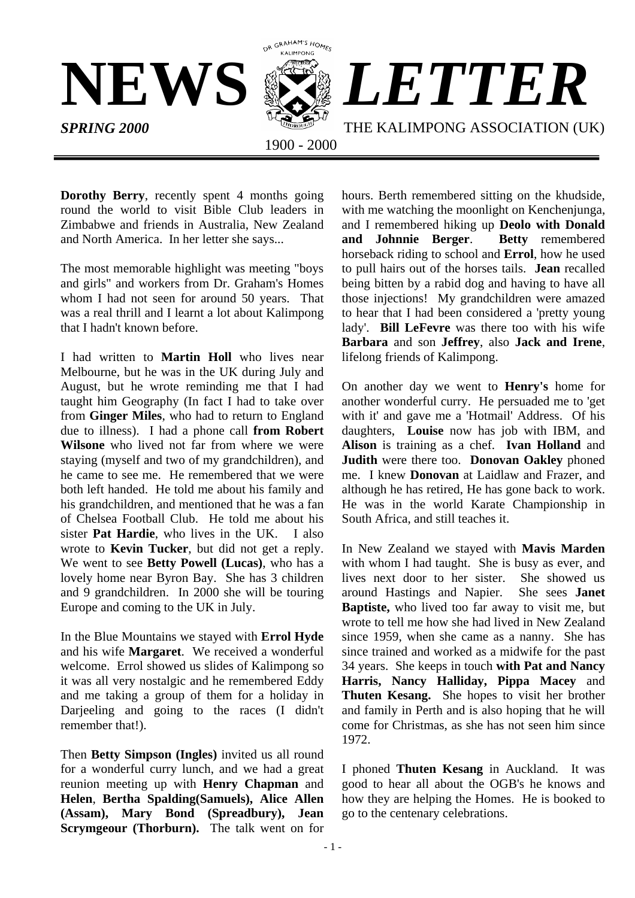# NEWS LETTER

***SPRING 2000*** — THE KALIMPONG ASSOCIATION (UK)

1900 - 2000

**Dorothy Berry**, recently spent 4 months going round the world to visit Bible Club leaders in Zimbabwe and friends in Australia, New Zealand and North America. In her letter she says...

The most memorable highlight was meeting "boys and girls" and workers from Dr. Graham's Homes whom I had not seen for around 50 years. That was a real thrill and I learnt a lot about Kalimpong that I hadn't known before.

I had written to **Martin Holl** who lives near Melbourne, but he was in the UK during July and August, but he wrote reminding me that I had taught him Geography (In fact I had to take over from **Ginger Miles**, who had to return to England due to illness). I had a phone call **from Robert Wilsone** who lived not far from where we were staying (myself and two of my grandchildren), and he came to see me. He remembered that we were both left handed. He told me about his family and his grandchildren, and mentioned that he was a fan of Chelsea Football Club. He told me about his sister **Pat Hardie**, who lives in the UK. I also wrote to **Kevin Tucker**, but did not get a reply. We went to see **Betty Powell (Lucas)**, who has a lovely home near Byron Bay. She has 3 children and 9 grandchildren. In 2000 she will be touring Europe and coming to the UK in July.

In the Blue Mountains we stayed with **Errol Hyde** and his wife **Margaret**. We received a wonderful welcome. Errol showed us slides of Kalimpong so it was all very nostalgic and he remembered Eddy and me taking a group of them for a holiday in Darjeeling and going to the races (I didn't remember that!).

Then **Betty Simpson (Ingles)** invited us all round for a wonderful curry lunch, and we had a great reunion meeting up with **Henry Chapman** and **Helen**, **Bertha Spalding(Samuels), Alice Allen (Assam), Mary Bond (Spreadbury), Jean Scrymgeour (Thorburn).** The talk went on for hours. Berth remembered sitting on the khudside, with me watching the moonlight on Kenchenjunga, and I remembered hiking up **Deolo with Donald and Johnnie Berger**. **Betty** remembered horseback riding to school and **Errol**, how he used to pull hairs out of the horses tails. **Jean** recalled being bitten by a rabid dog and having to have all those injections! My grandchildren were amazed to hear that I had been considered a 'pretty young lady'. **Bill LeFevre** was there too with his wife **Barbara** and son **Jeffrey**, also **Jack and Irene**, lifelong friends of Kalimpong.

On another day we went to **Henry's** home for another wonderful curry. He persuaded me to 'get with it' and gave me a 'Hotmail' Address. Of his daughters, **Louise** now has job with IBM, and **Alison** is training as a chef. **Ivan Holland** and **Judith** were there too. **Donovan Oakley** phoned me. I knew **Donovan** at Laidlaw and Frazer, and although he has retired, He has gone back to work. He was in the world Karate Championship in South Africa, and still teaches it.

In New Zealand we stayed with **Mavis Marden** with whom I had taught. She is busy as ever, and lives next door to her sister. She showed us around Hastings and Napier. She sees **Janet Baptiste,** who lived too far away to visit me, but wrote to tell me how she had lived in New Zealand since 1959, when she came as a nanny. She has since trained and worked as a midwife for the past 34 years. She keeps in touch **with Pat and Nancy Harris, Nancy Halliday, Pippa Macey** and **Thuten Kesang.** She hopes to visit her brother and family in Perth and is also hoping that he will come for Christmas, as she has not seen him since 1972.

I phoned **Thuten Kesang** in Auckland. It was good to hear all about the OGB's he knows and how they are helping the Homes. He is booked to go to the centenary celebrations.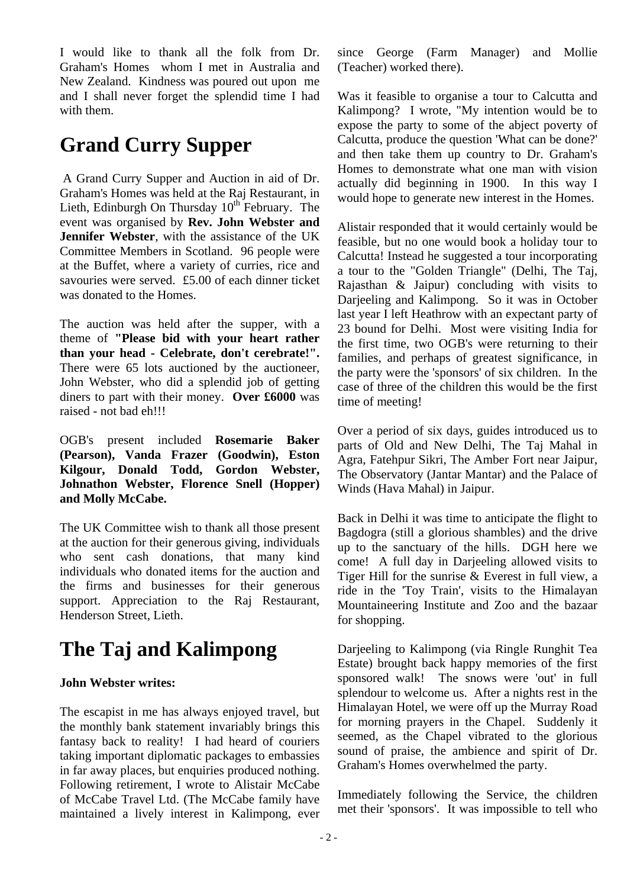I would like to thank all the folk from Dr. Graham's Homes whom I met in Australia and New Zealand. Kindness was poured out upon me and I shall never forget the splendid time I had with them.

# Grand Curry Supper

A Grand Curry Supper and Auction in aid of Dr. Graham's Homes was held at the Raj Restaurant, in Lieth, Edinburgh On Thursday 10th February. The event was organised by **Rev. John Webster and Jennifer Webster**, with the assistance of the UK Committee Members in Scotland. 96 people were at the Buffet, where a variety of curries, rice and savouries were served. £5.00 of each dinner ticket was donated to the Homes.

The auction was held after the supper, with a theme of **"Please bid with your heart rather than your head - Celebrate, don't cerebrate!".** There were 65 lots auctioned by the auctioneer, John Webster, who did a splendid job of getting diners to part with their money. **Over £6000** was raised - not bad eh!!!

OGB's present included **Rosemarie Baker (Pearson), Vanda Frazer (Goodwin), Eston Kilgour, Donald Todd, Gordon Webster, Johnathon Webster, Florence Snell (Hopper) and Molly McCabe.**

The UK Committee wish to thank all those present at the auction for their generous giving, individuals who sent cash donations, that many kind individuals who donated items for the auction and the firms and businesses for their generous support. Appreciation to the Raj Restaurant, Henderson Street, Lieth.

# The Taj and Kalimpong

**John Webster writes:**

The escapist in me has always enjoyed travel, but the monthly bank statement invariably brings this fantasy back to reality! I had heard of couriers taking important diplomatic packages to embassies in far away places, but enquiries produced nothing. Following retirement, I wrote to Alistair McCabe of McCabe Travel Ltd. (The McCabe family have maintained a lively interest in Kalimpong, ever since George (Farm Manager) and Mollie (Teacher) worked there).

Was it feasible to organise a tour to Calcutta and Kalimpong? I wrote, "My intention would be to expose the party to some of the abject poverty of Calcutta, produce the question 'What can be done?' and then take them up country to Dr. Graham's Homes to demonstrate what one man with vision actually did beginning in 1900. In this way I would hope to generate new interest in the Homes.

Alistair responded that it would certainly would be feasible, but no one would book a holiday tour to Calcutta! Instead he suggested a tour incorporating a tour to the "Golden Triangle" (Delhi, The Taj, Rajasthan & Jaipur) concluding with visits to Darjeeling and Kalimpong. So it was in October last year I left Heathrow with an expectant party of 23 bound for Delhi. Most were visiting India for the first time, two OGB's were returning to their families, and perhaps of greatest significance, in the party were the 'sponsors' of six children. In the case of three of the children this would be the first time of meeting!

Over a period of six days, guides introduced us to parts of Old and New Delhi, The Taj Mahal in Agra, Fatehpur Sikri, The Amber Fort near Jaipur, The Observatory (Jantar Mantar) and the Palace of Winds (Hava Mahal) in Jaipur.

Back in Delhi it was time to anticipate the flight to Bagdogra (still a glorious shambles) and the drive up to the sanctuary of the hills. DGH here we come! A full day in Darjeeling allowed visits to Tiger Hill for the sunrise & Everest in full view, a ride in the 'Toy Train', visits to the Himalayan Mountaineering Institute and Zoo and the bazaar for shopping.

Darjeeling to Kalimpong (via Ringle Runghit Tea Estate) brought back happy memories of the first sponsored walk! The snows were 'out' in full splendour to welcome us. After a nights rest in the Himalayan Hotel, we were off up the Murray Road for morning prayers in the Chapel. Suddenly it seemed, as the Chapel vibrated to the glorious sound of praise, the ambience and spirit of Dr. Graham's Homes overwhelmed the party.

Immediately following the Service, the children met their 'sponsors'. It was impossible to tell who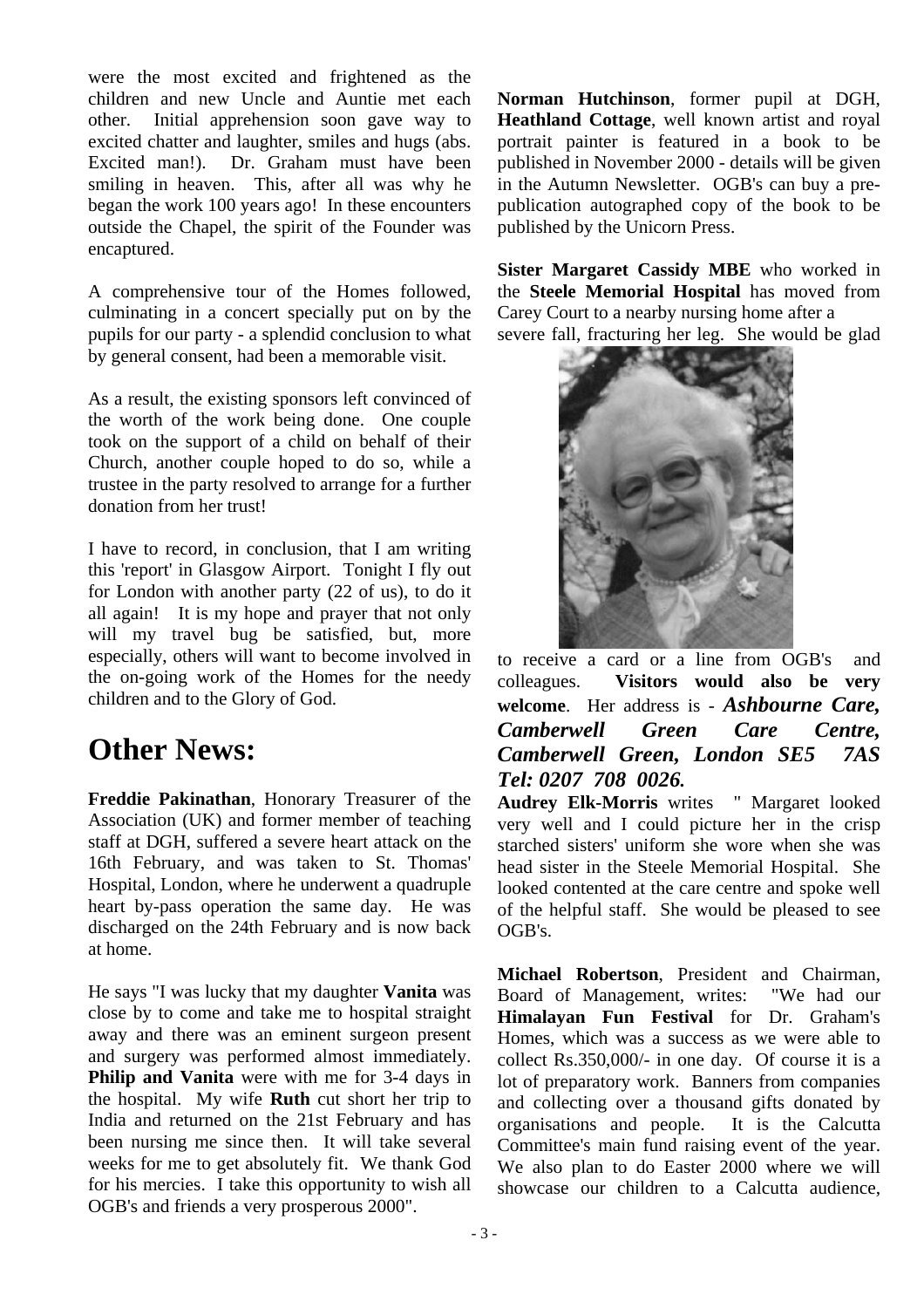were the most excited and frightened as the children and new Uncle and Auntie met each other. Initial apprehension soon gave way to excited chatter and laughter, smiles and hugs (abs. Excited man!). Dr. Graham must have been smiling in heaven. This, after all was why he began the work 100 years ago! In these encounters outside the Chapel, the spirit of the Founder was encaptured.

A comprehensive tour of the Homes followed, culminating in a concert specially put on by the pupils for our party - a splendid conclusion to what by general consent, had been a memorable visit.

As a result, the existing sponsors left convinced of the worth of the work being done. One couple took on the support of a child on behalf of their Church, another couple hoped to do so, while a trustee in the party resolved to arrange for a further donation from her trust!

I have to record, in conclusion, that I am writing this 'report' in Glasgow Airport. Tonight I fly out for London with another party (22 of us), to do it all again! It is my hope and prayer that not only will my travel bug be satisfied, but, more especially, others will want to become involved in the on-going work of the Homes for the needy children and to the Glory of God.

# Other News:

**Freddie Pakinathan**, Honorary Treasurer of the Association (UK) and former member of teaching staff at DGH, suffered a severe heart attack on the 16th February, and was taken to St. Thomas' Hospital, London, where he underwent a quadruple heart by-pass operation the same day. He was discharged on the 24th February and is now back at home.

He says "I was lucky that my daughter **Vanita** was close by to come and take me to hospital straight away and there was an eminent surgeon present and surgery was performed almost immediately. **Philip and Vanita** were with me for 3-4 days in the hospital. My wife **Ruth** cut short her trip to India and returned on the 21st February and has been nursing me since then. It will take several weeks for me to get absolutely fit. We thank God for his mercies. I take this opportunity to wish all OGB's and friends a very prosperous 2000".

**Norman Hutchinson**, former pupil at DGH, **Heathland Cottage**, well known artist and royal portrait painter is featured in a book to be published in November 2000 - details will be given in the Autumn Newsletter. OGB's can buy a pre-publication autographed copy of the book to be published by the Unicorn Press.

**Sister Margaret Cassidy MBE** who worked in the **Steele Memorial Hospital** has moved from Carey Court to a nearby nursing home after a severe fall, fracturing her leg. She would be glad to receive a card or a line from OGB's and colleagues. **Visitors would also be very welcome**. Her address is - ***Ashbourne Care, Camberwell Green Care Centre, Camberwell Green, London SE5 7AS Tel: 0207 708 0026.***

**Audrey Elk-Morris** writes " Margaret looked very well and I could picture her in the crisp starched sisters' uniform she wore when she was head sister in the Steele Memorial Hospital. She looked contented at the care centre and spoke well of the helpful staff. She would be pleased to see OGB's.

**Michael Robertson**, President and Chairman, Board of Management, writes: "We had our **Himalayan Fun Festival** for Dr. Graham's Homes, which was a success as we were able to collect Rs.350,000/- in one day. Of course it is a lot of preparatory work. Banners from companies and collecting over a thousand gifts donated by organisations and people. It is the Calcutta Committee's main fund raising event of the year. We also plan to do Easter 2000 where we will showcase our children to a Calcutta audience,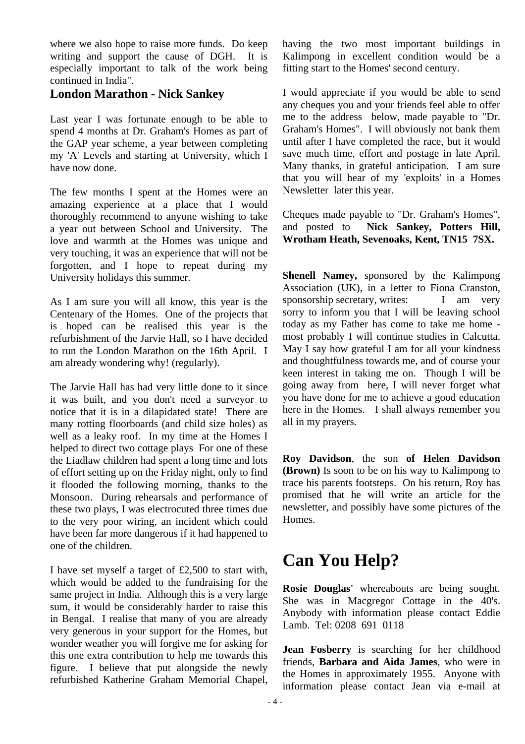where we also hope to raise more funds. Do keep writing and support the cause of DGH. It is especially important to talk of the work being continued in India".

### London Marathon - Nick Sankey

Last year I was fortunate enough to be able to spend 4 months at Dr. Graham's Homes as part of the GAP year scheme, a year between completing my 'A' Levels and starting at University, which I have now done.

The few months I spent at the Homes were an amazing experience at a place that I would thoroughly recommend to anyone wishing to take a year out between School and University. The love and warmth at the Homes was unique and very touching, it was an experience that will not be forgotten, and I hope to repeat during my University holidays this summer.

As I am sure you will all know, this year is the Centenary of the Homes. One of the projects that is hoped can be realised this year is the refurbishment of the Jarvie Hall, so I have decided to run the London Marathon on the 16th April. I am already wondering why! (regularly).

The Jarvie Hall has had very little done to it since it was built, and you don't need a surveyor to notice that it is in a dilapidated state! There are many rotting floorboards (and child size holes) as well as a leaky roof. In my time at the Homes I helped to direct two cottage plays For one of these the Liadlaw children had spent a long time and lots of effort setting up on the Friday night, only to find it flooded the following morning, thanks to the Monsoon. During rehearsals and performance of these two plays, I was electrocuted three times due to the very poor wiring, an incident which could have been far more dangerous if it had happened to one of the children.

I have set myself a target of £2,500 to start with, which would be added to the fundraising for the same project in India. Although this is a very large sum, it would be considerably harder to raise this in Bengal. I realise that many of you are already very generous in your support for the Homes, but wonder weather you will forgive me for asking for this one extra contribution to help me towards this figure. I believe that put alongside the newly refurbished Katherine Graham Memorial Chapel, having the two most important buildings in Kalimpong in excellent condition would be a fitting start to the Homes' second century.

I would appreciate if you would be able to send any cheques you and your friends feel able to offer me to the address below, made payable to "Dr. Graham's Homes". I will obviously not bank them until after I have completed the race, but it would save much time, effort and postage in late April. Many thanks, in grateful anticipation. I am sure that you will hear of my 'exploits' in a Homes Newsletter later this year.

Cheques made payable to "Dr. Graham's Homes", and posted to **Nick Sankey, Potters Hill, Wrotham Heath, Sevenoaks, Kent, TN15 7SX.**

**Shenell Namey,** sponsored by the Kalimpong Association (UK), in a letter to Fiona Cranston, sponsorship secretary, writes: I am very sorry to inform you that I will be leaving school today as my Father has come to take me home - most probably I will continue studies in Calcutta. May I say how grateful I am for all your kindness and thoughtfulness towards me, and of course your keen interest in taking me on. Though I will be going away from here, I will never forget what you have done for me to achieve a good education here in the Homes. I shall always remember you all in my prayers.

**Roy Davidson**, the son **of Helen Davidson (Brown)** Is soon to be on his way to Kalimpong to trace his parents footsteps. On his return, Roy has promised that he will write an article for the newsletter, and possibly have some pictures of the Homes.

# Can You Help?

**Rosie Douglas'** whereabouts are being sought. She was in Macgregor Cottage in the 40's. Anybody with information please contact Eddie Lamb. Tel: 0208 691 0118

**Jean Fosberry** is searching for her childhood friends, **Barbara and Aida James**, who were in the Homes in approximately 1955. Anyone with information please contact Jean via e-mail at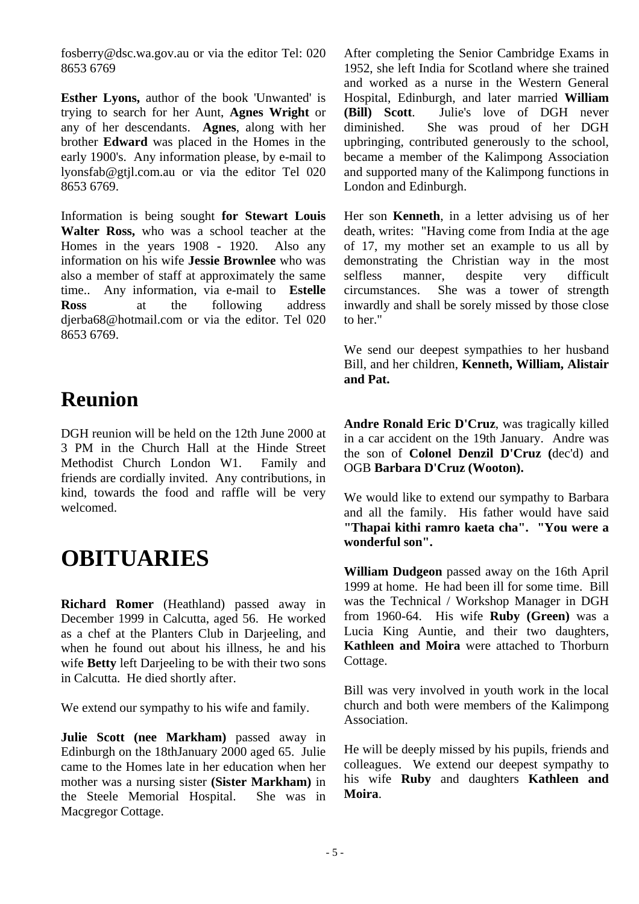fosberry@dsc.wa.gov.au or via the editor Tel: 020 8653 6769

**Esther Lyons,** author of the book 'Unwanted' is trying to search for her Aunt, **Agnes Wright** or any of her descendants. **Agnes**, along with her brother **Edward** was placed in the Homes in the early 1900's. Any information please, by e-mail to lyonsfab@gtjl.com.au or via the editor Tel 020 8653 6769.

Information is being sought **for Stewart Louis Walter Ross,** who was a school teacher at the Homes in the years 1908 - 1920. Also any information on his wife **Jessie Brownlee** who was also a member of staff at approximately the same time.. Any information, via e-mail to **Estelle Ross** at the following address djerba68@hotmail.com or via the editor. Tel 020 8653 6769.

# Reunion

DGH reunion will be held on the 12th June 2000 at 3 PM in the Church Hall at the Hinde Street Methodist Church London W1. Family and friends are cordially invited. Any contributions, in kind, towards the food and raffle will be very welcomed.

# OBITUARIES

**Richard Romer** (Heathland) passed away in December 1999 in Calcutta, aged 56. He worked as a chef at the Planters Club in Darjeeling, and when he found out about his illness, he and his wife **Betty** left Darjeeling to be with their two sons in Calcutta. He died shortly after.

We extend our sympathy to his wife and family.

**Julie Scott (nee Markham)** passed away in Edinburgh on the 18thJanuary 2000 aged 65. Julie came to the Homes late in her education when her mother was a nursing sister **(Sister Markham)** in the Steele Memorial Hospital. She was in Macgregor Cottage.

After completing the Senior Cambridge Exams in 1952, she left India for Scotland where she trained and worked as a nurse in the Western General Hospital, Edinburgh, and later married **William (Bill) Scott**. Julie's love of DGH never diminished. She was proud of her DGH upbringing, contributed generously to the school, became a member of the Kalimpong Association and supported many of the Kalimpong functions in London and Edinburgh.

Her son **Kenneth**, in a letter advising us of her death, writes: "Having come from India at the age of 17, my mother set an example to us all by demonstrating the Christian way in the most selfless manner, despite very difficult circumstances. She was a tower of strength inwardly and shall be sorely missed by those close to her."

We send our deepest sympathies to her husband Bill, and her children, **Kenneth, William, Alistair and Pat.**

**Andre Ronald Eric D'Cruz**, was tragically killed in a car accident on the 19th January. Andre was the son of **Colonel Denzil D'Cruz (**dec'd) and OGB **Barbara D'Cruz (Wooton).**

We would like to extend our sympathy to Barbara and all the family. His father would have said **"Thapai kithi ramro kaeta cha". "You were a wonderful son".**

**William Dudgeon** passed away on the 16th April 1999 at home. He had been ill for some time. Bill was the Technical / Workshop Manager in DGH from 1960-64. His wife **Ruby (Green)** was a Lucia King Auntie, and their two daughters, **Kathleen and Moira** were attached to Thorburn Cottage.

Bill was very involved in youth work in the local church and both were members of the Kalimpong Association.

He will be deeply missed by his pupils, friends and colleagues. We extend our deepest sympathy to his wife **Ruby** and daughters **Kathleen and Moira**.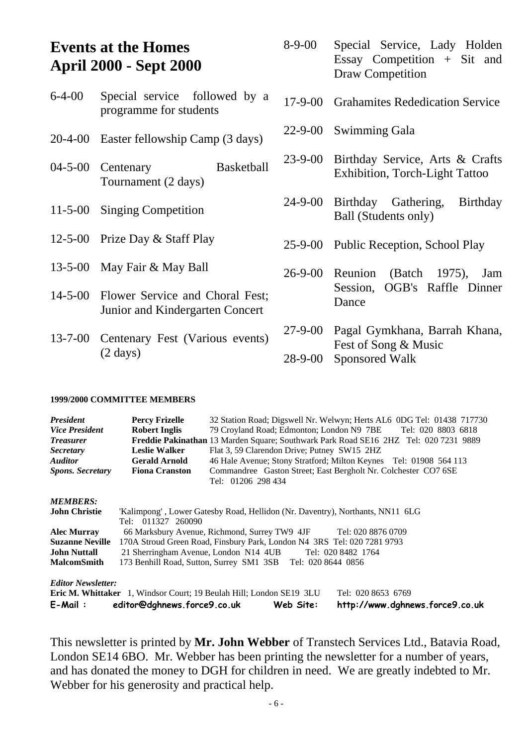# Events at the Homes April 2000 - Sept 2000

| | |
|---|---|
| 6-4-00 | Special service followed by a programme for students |
| 20-4-00 | Easter fellowship Camp (3 days) |
| 04-5-00 | Centenary Basketball Tournament (2 days) |
| 11-5-00 | Singing Competition |
| 12-5-00 | Prize Day & Staff Play |
| 13-5-00 | May Fair & May Ball |
| 14-5-00 | Flower Service and Choral Fest; Junior and Kindergarten Concert |
| 13-7-00 | Centenary Fest (Various events) (2 days) |
| 8-9-00 | Special Service, Lady Holden Essay Competition + Sit and Draw Competition |
| 17-9-00 | Grahamites Rededication Service |
| 22-9-00 | Swimming Gala |
| 23-9-00 | Birthday Service, Arts & Crafts Exhibition, Torch-Light Tattoo |
| 24-9-00 | Birthday Gathering, Birthday Ball (Students only) |
| 25-9-00 | Public Reception, School Play |
| 26-9-00 | Reunion (Batch 1975), Jam Session, OGB's Raffle Dinner Dance |
| 27-9-00 | Pagal Gymkhana, Barrah Khana, Fest of Song & Music |
| 28-9-00 | Sponsored Walk |

**1999/2000 COMMITTEE MEMBERS**

| | | |
|---|---|---|
| ***President*** | **Percy Frizelle** | 32 Station Road; Digswell Nr. Welwyn; Herts AL6 0DG Tel: 01438 717730 |
| ***Vice President*** | **Robert Inglis** | 79 Croyland Road; Edmonton; London N9 7BE Tel: 020 8803 6818 |
| ***Treasurer*** | **Freddie Pakinathan** | 13 Marden Square; Southwark Park Road SE16 2HZ Tel: 020 7231 9889 |
| ***Secretary*** | **Leslie Walker** | Flat 3, 59 Clarendon Drive; Putney SW15 2HZ |
| ***Auditor*** | **Gerald Arnold** | 46 Hale Avenue; Stony Stratford; Milton Keynes Tel: 01908 564 113 |
| ***Spons. Secretary*** | **Fiona Cranston** | Commandree Gaston Street; East Bergholt Nr. Colchester CO7 6SE Tel: 01206 298 434 |

***MEMBERS:***

| | |
|---|---|
| **John Christie** | 'Kalimpong' , Lower Gatesby Road, Hellidon (Nr. Daventry), Northants, NN11 6LG Tel: 011327 260090 |
| **Alec Murray** | 66 Marksbury Avenue, Richmond, Surrey TW9 4JF Tel: 020 8876 0709 |
| **Suzanne Neville** | 170A Stroud Green Road, Finsbury Park, London N4 3RS Tel: 020 7281 9793 |
| **John Nuttall** | 21 Sherringham Avenue, London N14 4UB Tel: 020 8482 1764 |
| **MalcomSmith** | 173 Benhill Road, Sutton, Surrey SM1 3SB Tel: 020 8644 0856 |

***Editor Newsletter:***

**Eric M. Whittaker** 1, Windsor Court; 19 Beulah Hill; London SE19 3LU Tel: 020 8653 6769

**E-Mail :** **editor@dghnews.force9.co.uk** **Web Site:** **http://www.dghnews.force9.co.uk**

This newsletter is printed by **Mr. John Webber** of Transtech Services Ltd., Batavia Road, London SE14 6BO. Mr. Webber has been printing the newsletter for a number of years, and has donated the money to DGH for children in need. We are greatly indebted to Mr. Webber for his generosity and practical help.